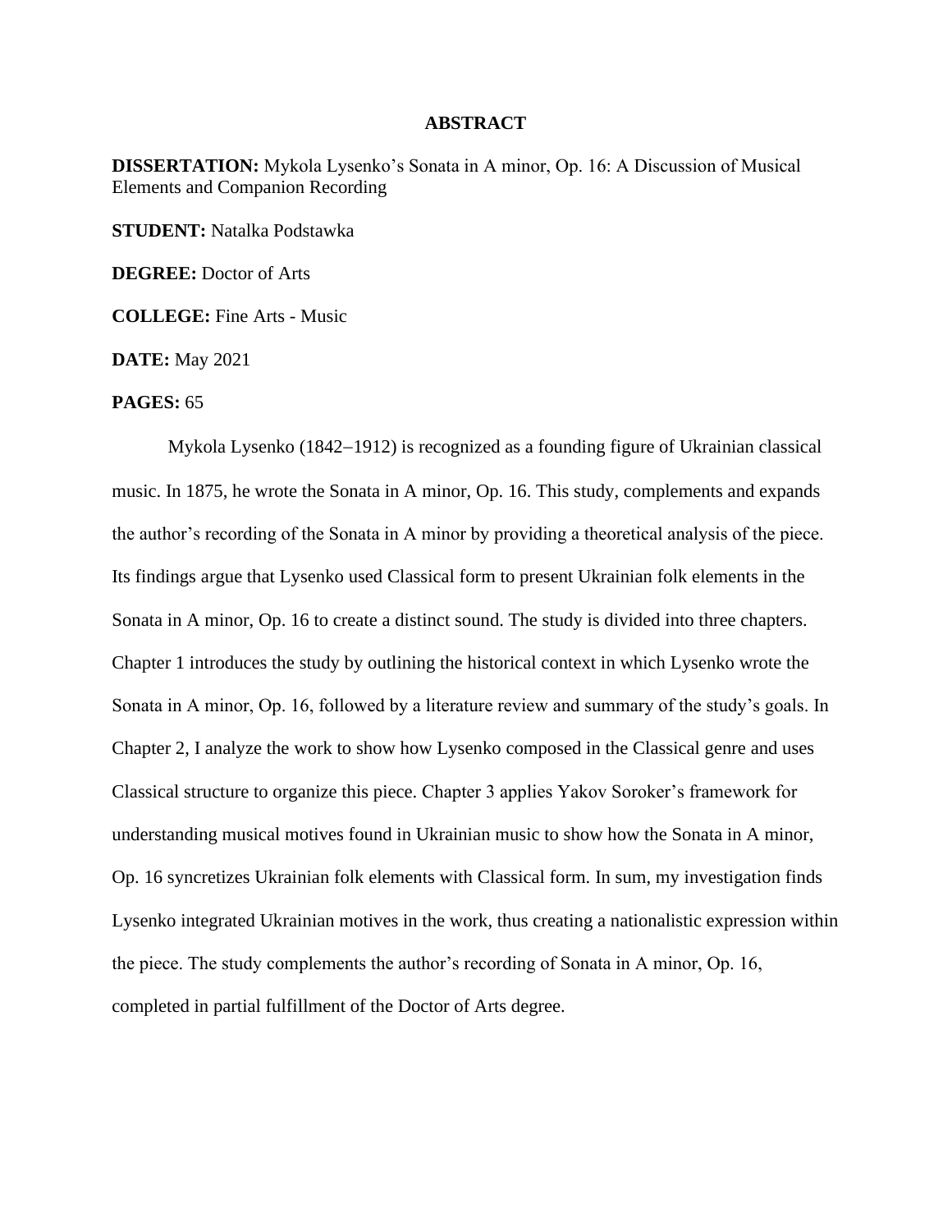# ABSTRACT

**DISSERTATION:** Mykola Lysenko's Sonata in A minor, Op. 16: A Discussion of Musical Elements and Companion Recording

**STUDENT:** Natalka Podstawka

**DEGREE:** Doctor of Arts

**COLLEGE:** Fine Arts - Music

**DATE:** May 2021

**PAGES:** 65

Mykola Lysenko (1842−1912) is recognized as a founding figure of Ukrainian classical music. In 1875, he wrote the Sonata in A minor, Op. 16. This study, complements and expands the author's recording of the Sonata in A minor by providing a theoretical analysis of the piece. Its findings argue that Lysenko used Classical form to present Ukrainian folk elements in the Sonata in A minor, Op. 16 to create a distinct sound. The study is divided into three chapters. Chapter 1 introduces the study by outlining the historical context in which Lysenko wrote the Sonata in A minor, Op. 16, followed by a literature review and summary of the study's goals. In Chapter 2, I analyze the work to show how Lysenko composed in the Classical genre and uses Classical structure to organize this piece. Chapter 3 applies Yakov Soroker's framework for understanding musical motives found in Ukrainian music to show how the Sonata in A minor, Op. 16 syncretizes Ukrainian folk elements with Classical form. In sum, my investigation finds Lysenko integrated Ukrainian motives in the work, thus creating a nationalistic expression within the piece. The study complements the author's recording of Sonata in A minor, Op. 16, completed in partial fulfillment of the Doctor of Arts degree.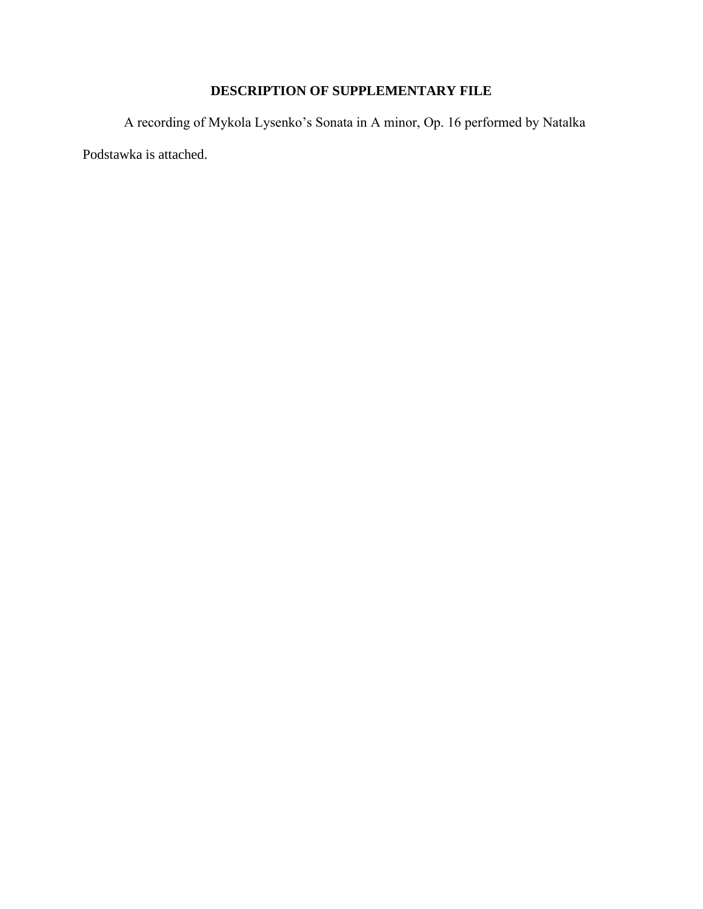## DESCRIPTION OF SUPPLEMENTARY FILE

A recording of Mykola Lysenko’s Sonata in A minor, Op. 16 performed by Natalka Podstawka is attached.